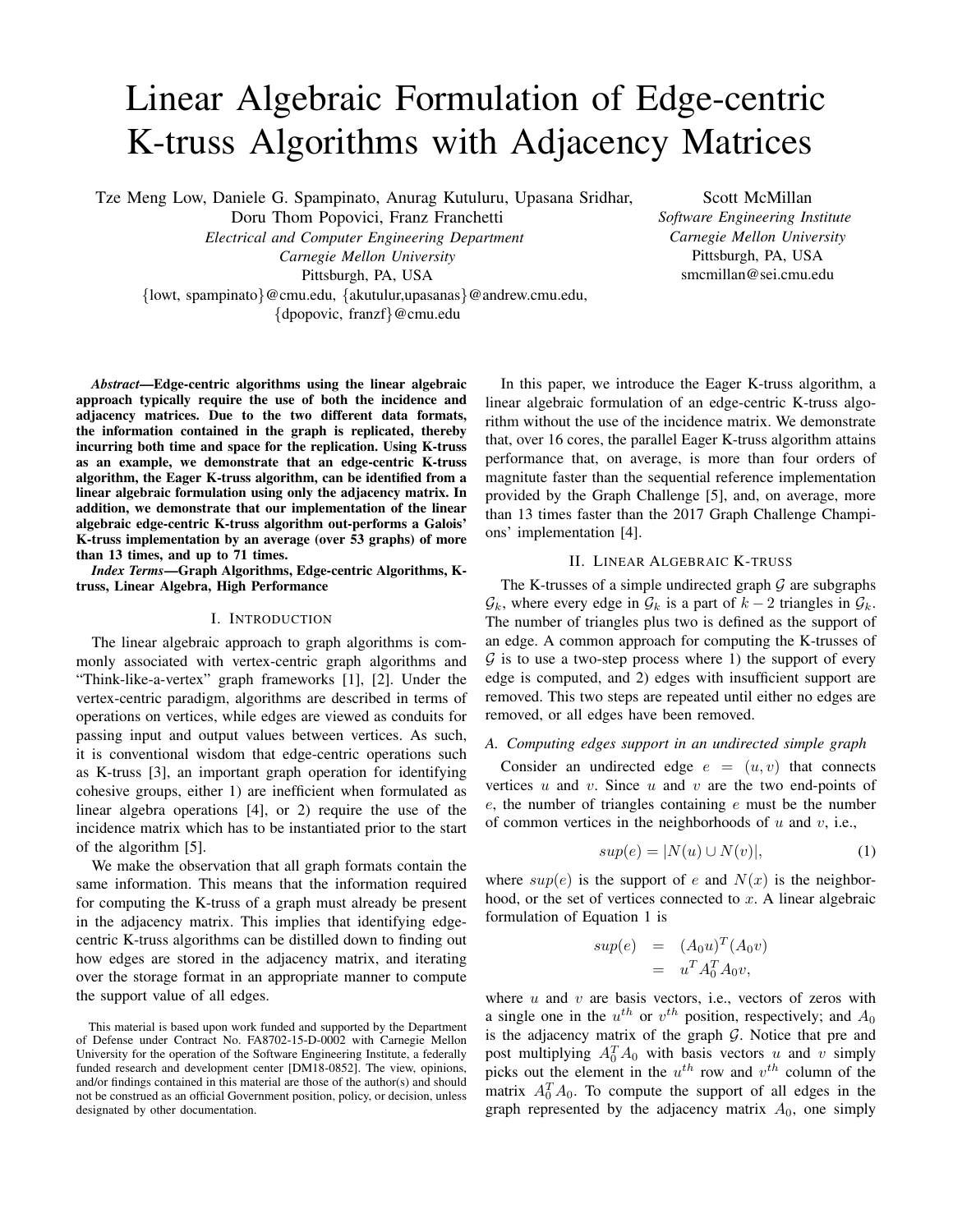# Linear Algebraic Formulation of Edge-centric K-truss Algorithms with Adjacency Matrices

Tze Meng Low, Daniele G. Spampinato, Anurag Kutuluru, Upasana Sridhar, Doru Thom Popovici, Franz Franchetti
*Electrical and Computer Engineering Department*
*Carnegie Mellon University*
Pittsburgh, PA, USA
{lowt, spampinato}@cmu.edu, {akutulur,upasanas}@andrew.cmu.edu,
{dpopovic, franzf}@cmu.edu

Scott McMillan
*Software Engineering Institute*
*Carnegie Mellon University*
Pittsburgh, PA, USA
smcmillan@sei.cmu.edu

***Abstract*—Edge-centric algorithms using the linear algebraic approach typically require the use of both the incidence and adjacency matrices. Due to the two different data formats, the information contained in the graph is replicated, thereby incurring both time and space for the replication. Using K-truss as an example, we demonstrate that an edge-centric K-truss algorithm, the Eager K-truss algorithm, can be identified from a linear algebraic formulation using only the adjacency matrix. In addition, we demonstrate that our implementation of the linear algebraic edge-centric K-truss algorithm out-performs a Galois' K-truss implementation by an average (over 53 graphs) of more than 13 times, and up to 71 times.**

***Index Terms*—Graph Algorithms, Edge-centric Algorithms, K-truss, Linear Algebra, High Performance**

## I. Introduction

The linear algebraic approach to graph algorithms is commonly associated with vertex-centric graph algorithms and "Think-like-a-vertex" graph frameworks [1], [2]. Under the vertex-centric paradigm, algorithms are described in terms of operations on vertices, while edges are viewed as conduits for passing input and output values between vertices. As such, it is conventional wisdom that edge-centric operations such as K-truss [3], an important graph operation for identifying cohesive groups, either 1) are inefficient when formulated as linear algebra operations [4], or 2) require the use of the incidence matrix which has to be instantiated prior to the start of the algorithm [5].

We make the observation that all graph formats contain the same information. This means that the information required for computing the K-truss of a graph must already be present in the adjacency matrix. This implies that identifying edge-centric K-truss algorithms can be distilled down to finding out how edges are stored in the adjacency matrix, and iterating over the storage format in an appropriate manner to compute the support value of all edges.

In this paper, we introduce the Eager K-truss algorithm, a linear algebraic formulation of an edge-centric K-truss algorithm without the use of the incidence matrix. We demonstrate that, over 16 cores, the parallel Eager K-truss algorithm attains performance that, on average, is more than four orders of magnitute faster than the sequential reference implementation provided by the Graph Challenge [5], and, on average, more than 13 times faster than the 2017 Graph Challenge Champions' implementation [4].

## II. Linear Algebraic K-truss

The K-trusses of a simple undirected graph $\mathcal{G}$ are subgraphs $\mathcal{G}_k$, where every edge in $\mathcal{G}_k$ is a part of $k-2$ triangles in $\mathcal{G}_k$. The number of triangles plus two is defined as the support of an edge. A common approach for computing the K-trusses of $\mathcal{G}$ is to use a two-step process where 1) the support of every edge is computed, and 2) edges with insufficient support are removed. These two steps are repeated until either no edges are removed, or all edges have been removed.

### A. Computing edges support in an undirected simple graph

Consider an undirected edge $e = (u, v)$ that connects vertices $u$ and $v$. Since $u$ and $v$ are the two end-points of $e$, the number of triangles containing $e$ must be the number of common vertices in the neighborhoods of $u$ and $v$, i.e.,

$$sup(e) = |N(u) \cup N(v)|, \tag{1}$$

where $sup(e)$ is the support of $e$ and $N(x)$ is the neighborhood, or the set of vertices connected to $x$. A linear algebraic formulation of Equation 1 is

$$\begin{aligned} sup(e) &= (A_0 u)^T (A_0 v) \\ &= u^T A_0^T A_0 v, \end{aligned}$$

where $u$ and $v$ are basis vectors, i.e., vectors of zeros with a single one in the $u^{th}$ or $v^{th}$ position, respectively; and $A_0$ is the adjacency matrix of the graph $\mathcal{G}$. Notice that pre and post multiplying $A_0^T A_0$ with basis vectors $u$ and $v$ simply picks out the element in the $u^{th}$ row and $v^{th}$ column of the matrix $A_0^T A_0$. To compute the support of all edges in the graph represented by the adjacency matrix $A_0$, one simply

This material is based upon work funded and supported by the Department of Defense under Contract No. FA8702-15-D-0002 with Carnegie Mellon University for the operation of the Software Engineering Institute, a federally funded research and development center [DM18-0852]. The view, opinions, and/or findings contained in this material are those of the author(s) and should not be construed as an official Government position, policy, or decision, unless designated by other documentation.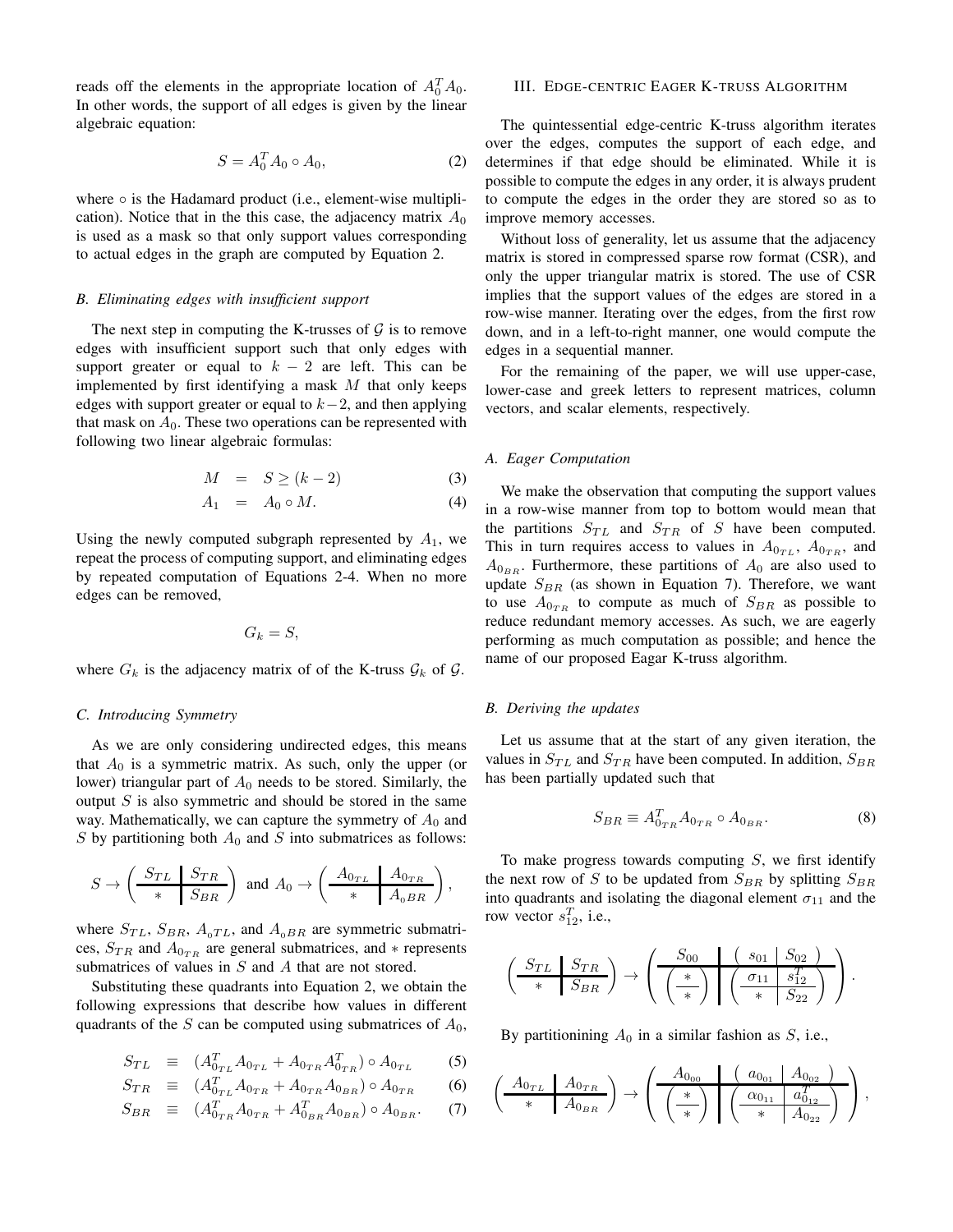reads off the elements in the appropriate location of $A_0^T A_0$. In other words, the support of all edges is given by the linear algebraic equation:

$$S = A_0^T A_0 \circ A_0, \tag{2}$$

where $\circ$ is the Hadamard product (i.e., element-wise multiplication). Notice that in the this case, the adjacency matrix $A_0$ is used as a mask so that only support values corresponding to actual edges in the graph are computed by Equation 2.

### B. Eliminating edges with insufficient support

The next step in computing the K-trusses of $\mathcal{G}$ is to remove edges with insufficient support such that only edges with support greater or equal to $k-2$ are left. This can be implemented by first identifying a mask $M$ that only keeps edges with support greater or equal to $k-2$, and then applying that mask on $A_0$. These two operations can be represented with following two linear algebraic formulas:

$$M = S \geq (k-2) \tag{3}$$

$$A_1 = A_0 \circ M. \tag{4}$$

Using the newly computed subgraph represented by $A_1$, we repeat the process of computing support, and eliminating edges by repeated computation of Equations 2-4. When no more edges can be removed,

$$G_k = S,$$

where $G_k$ is the adjacency matrix of of the K-truss $\mathcal{G}_k$ of $\mathcal{G}$.

### C. Introducing Symmetry

As we are only considering undirected edges, this means that $A_0$ is a symmetric matrix. As such, only the upper (or lower) triangular part of $A_0$ needs to be stored. Similarly, the output $S$ is also symmetric and should be stored in the same way. Mathematically, we can capture the symmetry of $A_0$ and $S$ by partitioning both $A_0$ and $S$ into submatrices as follows:

$$S \rightarrow \left( \begin{array}{c|c} S_{TL} & S_{TR} \\ \hline * & S_{BR} \end{array} \right) \text{ and } A_0 \rightarrow \left( \begin{array}{c|c} A_{0_{TL}} & A_{0_{TR}} \\ \hline * & A_{0}{}_{BR} \end{array} \right),$$

where $S_{TL}$, $S_{BR}$, $A_0{}_{TL}$, and $A_0{}_{BR}$ are symmetric submatrices, $S_{TR}$ and $A_{0_{TR}}$ are general submatrices, and $*$ represents submatrices of values in $S$ and $A$ that are not stored.

Substituting these quadrants into Equation 2, we obtain the following expressions that describe how values in different quadrants of the $S$ can be computed using submatrices of $A_0$,

$$S_{TL} \equiv (A_{0_{TL}}^T A_{0_{TL}} + A_{0_{TR}} A_{0_{TR}}^T) \circ A_{0_{TL}} \tag{5}$$

$$S_{TR} \equiv (A_{0_{TL}}^T A_{0_{TR}} + A_{0_{TR}} A_{0_{BR}}) \circ A_{0_{TR}} \tag{6}$$

$$S_{BR} \equiv (A_{0_{TR}}^T A_{0_{TR}} + A_{0_{BR}}^T A_{0_{BR}}) \circ A_{0_{BR}}. \tag{7}$$

## III. Edge-centric Eager K-truss Algorithm

The quintessential edge-centric K-truss algorithm iterates over the edges, computes the support of each edge, and determines if that edge should be eliminated. While it is possible to compute the edges in any order, it is always prudent to compute the edges in the order they are stored so as to improve memory accesses.

Without loss of generality, let us assume that the adjacency matrix is stored in compressed sparse row format (CSR), and only the upper triangular matrix is stored. The use of CSR implies that the support values of the edges are stored in a row-wise manner. Iterating over the edges, from the first row down, and in a left-to-right manner, one would compute the edges in a sequential manner.

For the remaining of the paper, we will use upper-case, lower-case and greek letters to represent matrices, column vectors, and scalar elements, respectively.

### A. Eager Computation

We make the observation that computing the support values in a row-wise manner from top to bottom would mean that the partitions $S_{TL}$ and $S_{TR}$ of $S$ have been computed. This in turn requires access to values in $A_{0_{TL}}$, $A_{0_{TR}}$, and $A_{0_{BR}}$. Furthermore, these partitions of $A_0$ are also used to update $S_{BR}$ (as shown in Equation 7). Therefore, we want to use $A_{0_{TR}}$ to compute as much of $S_{BR}$ as possible to reduce redundant memory accesses. As such, we are eagerly performing as much computation as possible; and hence the name of our proposed Eagar K-truss algorithm.

### B. Deriving the updates

Let us assume that at the start of any given iteration, the values in $S_{TL}$ and $S_{TR}$ have been computed. In addition, $S_{BR}$ has been partially updated such that

$$S_{BR} \equiv A_{0_{TR}}^T A_{0_{TR}} \circ A_{0_{BR}}. \tag{8}$$

To make progress towards computing $S$, we first identify the next row of $S$ to be updated from $S_{BR}$ by splitting $S_{BR}$ into quadrants and isolating the diagonal element $\sigma_{11}$ and the row vector $s_{12}^T$, i.e.,

$$\left( \begin{array}{c|c} S_{TL} & S_{TR} \\ \hline * & S_{BR} \end{array} \right) \rightarrow \left( \begin{array}{c|c} S_{00} & \left( \begin{array}{c|c} s_{01} & S_{02} \end{array} \right) \\ \hline \left( \begin{array}{c} * \\ \hline * \end{array} \right) & \left( \begin{array}{c|c} \sigma_{11} & s_{12}^T \\ \hline * & S_{22} \end{array} \right) \end{array} \right).$$

By partitionining $A_0$ in a similar fashion as $S$, i.e.,

$$\left( \begin{array}{c|c} A_{0_{TL}} & A_{0_{TR}} \\ \hline * & A_{0_{BR}} \end{array} \right) \rightarrow \left( \begin{array}{c|c} A_{0_{00}} & \left( \begin{array}{c|c} a_{0_{01}} & A_{0_{02}} \end{array} \right) \\ \hline \left( \begin{array}{c} * \\ \hline * \end{array} \right) & \left( \begin{array}{c|c} \alpha_{0_{11}} & a_{0_{12}}^T \\ \hline * & A_{0_{22}} \end{array} \right) \end{array} \right),$$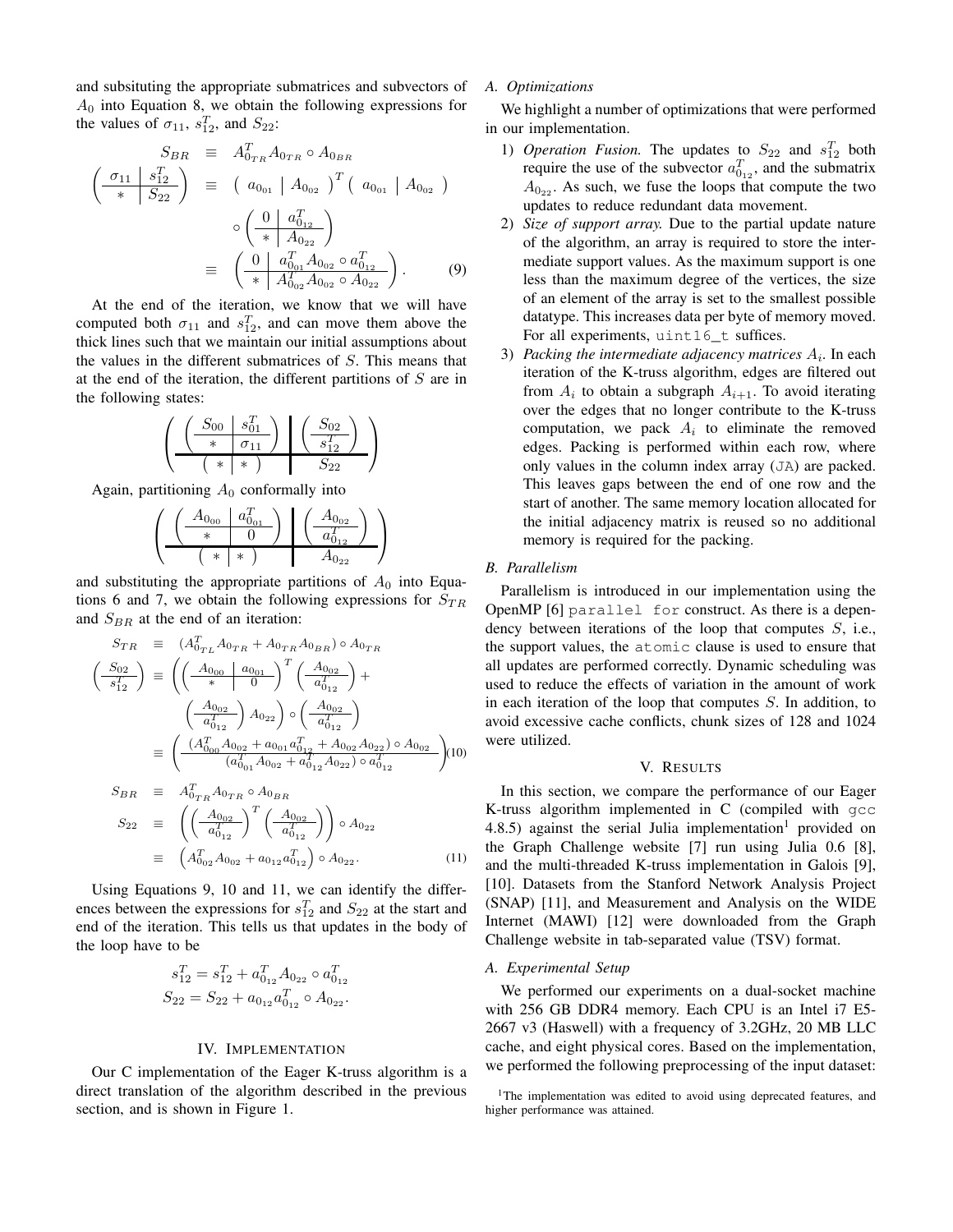and subsituting the appropriate submatrices and subvectors of $A_0$ into Equation 8, we obtain the following expressions for the values of $\sigma_{11}$, $s_{12}^T$, and $S_{22}$:

$$
\begin{array}{rcl}
S_{BR} & \equiv & A_{0_{TR}}^T A_{0_{TR}} \circ A_{0_{BR}} \\
\left( \begin{array}{c|c} \sigma_{11} & s_{12}^T \\ \hline * & S_{22} \end{array} \right) & \equiv & \left( \begin{array}{c|c} a_{0_{01}} & A_{0_{02}} \end{array} \right)^T \left( \begin{array}{c|c} a_{0_{01}} & A_{0_{02}} \end{array} \right) \\
& & \circ \left( \begin{array}{c|c} 0 & a_{0_{12}}^T \\ \hline * & A_{0_{22}} \end{array} \right) \\
& \equiv & \left( \begin{array}{c|c} 0 & a_{0_{01}}^T A_{0_{02}} \circ a_{0_{12}}^T \\ \hline * & A_{0_{02}}^T A_{0_{02}} \circ A_{0_{22}} \end{array} \right).
\end{array} \quad (9)
$$

At the end of the iteration, we know that we will have computed both $\sigma_{11}$ and $s_{12}^T$, and can move them above the thick lines such that we maintain our initial assumptions about the values in the different submatrices of $S$. This means that at the end of the iteration, the different partitions of $S$ are in the following states:

$$
\left( \begin{array}{c|c} \left( \begin{array}{c|c} S_{00} & s_{01}^T \\ \hline * & \sigma_{11} \end{array} \right) & \left( \begin{array}{c} S_{02} \\ \hline s_{12}^T \end{array} \right) \\ \hline \left( \begin{array}{c|c} * & * \end{array} \right) & S_{22} \end{array} \right)
$$

Again, partitioning $A_0$ conformally into

$$
\left( \begin{array}{c|c} \left( \begin{array}{c|c} A_{0_{00}} & a_{0_{01}}^T \\ \hline * & 0 \end{array} \right) & \left( \begin{array}{c} A_{0_{02}} \\ \hline a_{0_{12}}^T \end{array} \right) \\ \hline \left( \begin{array}{c|c} * & * \end{array} \right) & A_{0_{22}} \end{array} \right)
$$

and substituting the appropriate partitions of $A_0$ into Equations 6 and 7, we obtain the following expressions for $S_{TR}$ and $S_{BR}$ at the end of an iteration:

$$
\begin{array}{rcl}
S_{TR} & \equiv & (A_{0_{TL}}^T A_{0_{TR}} + A_{0_{TR}} A_{0_{BR}}) \circ A_{0_{TR}} \\
\left( \begin{array}{c} S_{02} \\ \hline s_{12}^T \end{array} \right) & \equiv & \left( \left( \begin{array}{c|c} A_{0_{00}} & a_{0_{01}} \\ \hline * & 0 \end{array} \right)^T \left( \begin{array}{c} A_{0_{02}} \\ \hline a_{0_{12}}^T \end{array} \right) + \right. \\
& & \left. \left( \begin{array}{c} A_{0_{02}} \\ \hline a_{0_{12}}^T \end{array} \right) A_{0_{22}} \right) \circ \left( \begin{array}{c} A_{0_{02}} \\ \hline a_{0_{12}}^T \end{array} \right) \\
& \equiv & \left( \begin{array}{c} (A_{0_{00}}^T A_{0_{02}} + a_{0_{01}} a_{0_{12}}^T + A_{0_{02}} A_{0_{22}}) \circ A_{0_{02}} \\ \hline (a_{0_{01}}^T A_{0_{02}} + a_{0_{12}}^T A_{0_{22}}) \circ a_{0_{12}}^T \end{array} \right)
\end{array} \quad (10)
$$

$$
\begin{array}{rcl}
S_{BR} & \equiv & A_{0_{TR}}^T A_{0_{TR}} \circ A_{0_{BR}} \\
S_{22} & \equiv & \left( \left( \begin{array}{c} A_{0_{02}} \\ \hline a_{0_{12}}^T \end{array} \right)^T \left( \begin{array}{c} A_{0_{02}} \\ \hline a_{0_{12}}^T \end{array} \right) \right) \circ A_{0_{22}} \\
& \equiv & \left( A_{0_{02}}^T A_{0_{02}} + a_{0_{12}} a_{0_{12}}^T \right) \circ A_{0_{22}}.
\end{array} \quad (11)
$$

Using Equations 9, 10 and 11, we can identify the differences between the expressions for $s_{12}^T$ and $S_{22}$ at the start and end of the iteration. This tells us that updates in the body of the loop have to be

$$
\begin{array}{c}
s_{12}^T = s_{12}^T + a_{0_{12}}^T A_{0_{22}} \circ a_{0_{12}}^T \\
S_{22} = S_{22} + a_{0_{12}} a_{0_{12}}^T \circ A_{0_{22}}.
\end{array}
$$

## IV. Implementation

Our C implementation of the Eager K-truss algorithm is a direct translation of the algorithm described in the previous section, and is shown in Figure 1.

### A. Optimizations

We highlight a number of optimizations that were performed in our implementation.

1) *Operation Fusion.* The updates to $S_{22}$ and $s_{12}^T$ both require the use of the subvector $a_{0_{12}}^T$, and the submatrix $A_{0_{22}}$. As such, we fuse the loops that compute the two updates to reduce redundant data movement.
2) *Size of support array.* Due to the partial update nature of the algorithm, an array is required to store the intermediate support values. As the maximum support is one less than the maximum degree of the vertices, the size of an element of the array is set to the smallest possible datatype. This increases data per byte of memory moved. For all experiments, `uint16_t` suffices.
3) *Packing the intermediate adjacency matrices $A_i$.* In each iteration of the K-truss algorithm, edges are filtered out from $A_i$ to obtain a subgraph $A_{i+1}$. To avoid iterating over the edges that no longer contribute to the K-truss computation, we pack $A_i$ to eliminate the removed edges. Packing is performed within each row, where only values in the column index array (`JA`) are packed. This leaves gaps between the end of one row and the start of another. The same memory location allocated for the initial adjacency matrix is reused so no additional memory is required for the packing.

### B. Parallelism

Parallelism is introduced in our implementation using the OpenMP [6] `parallel for` construct. As there is a dependency between iterations of the loop that computes $S$, i.e., the support values, the `atomic` clause is used to ensure that all updates are performed correctly. Dynamic scheduling was used to reduce the effects of variation in the amount of work in each iteration of the loop that computes $S$. In addition, to avoid excessive cache conflicts, chunk sizes of 128 and 1024 were utilized.

## V. Results

In this section, we compare the performance of our Eager K-truss algorithm implemented in C (compiled with `gcc` 4.8.5) against the serial Julia implementation[1] provided on the Graph Challenge website [7] run using Julia 0.6 [8], and the multi-threaded K-truss implementation in Galois [9], [10]. Datasets from the Stanford Network Analysis Project (SNAP) [11], and Measurement and Analysis on the WIDE Internet (MAWI) [12] were downloaded from the Graph Challenge website in tab-separated value (TSV) format.

### A. Experimental Setup

We performed our experiments on a dual-socket machine with 256 GB DDR4 memory. Each CPU is an Intel i7 E5-2667 v3 (Haswell) with a frequency of 3.2GHz, 20 MB LLC cache, and eight physical cores. Based on the implementation, we performed the following preprocessing of the input dataset:

[1] The implementation was edited to avoid using deprecated features, and higher performance was attained.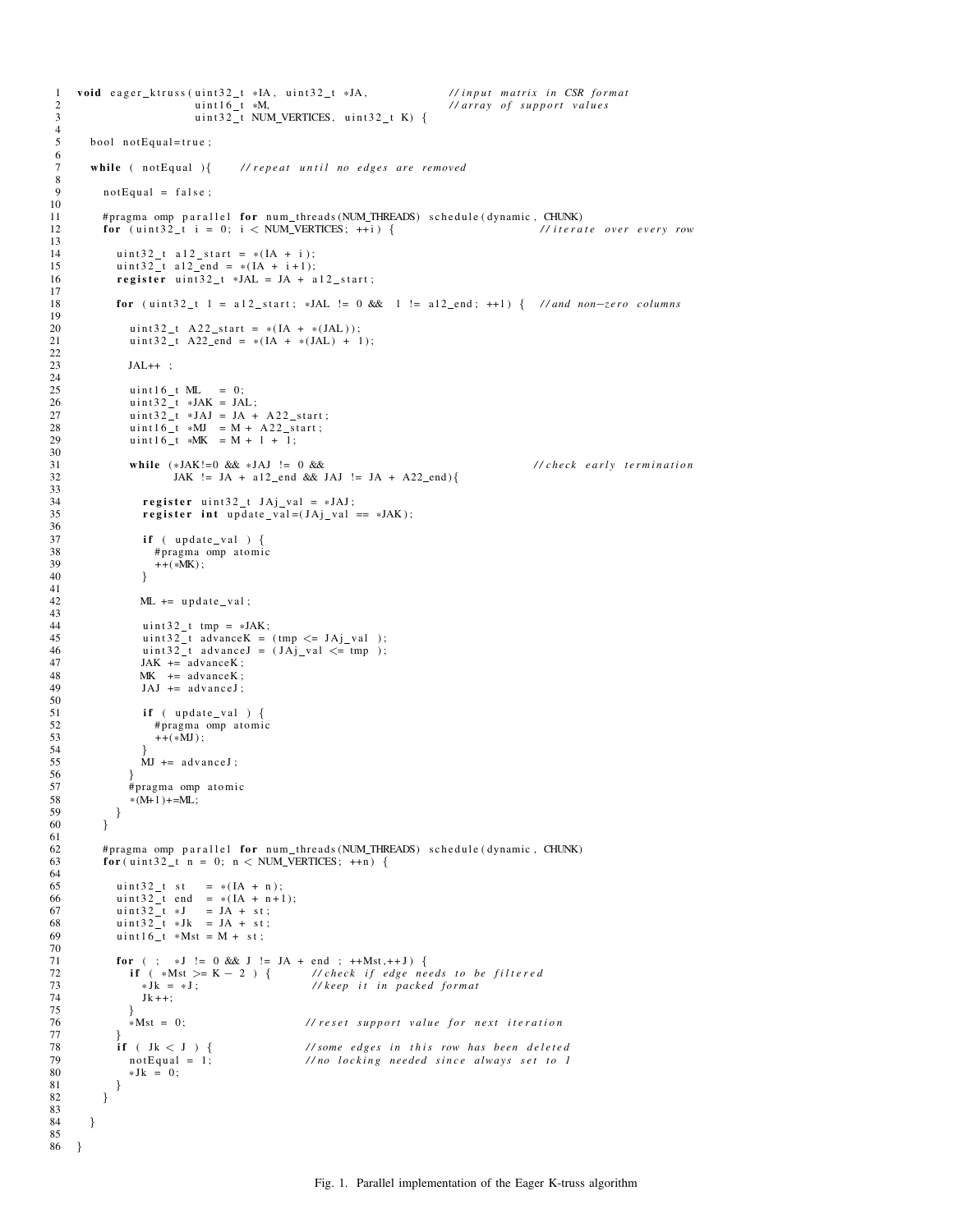```c
void eager_ktruss(uint32_t *IA, uint32_t *JA,          // input matrix in CSR format
                  uint16_t *M,                         // array of support values
                  uint32_t NUM_VERTICES, uint32_t K) {

  bool notEqual=true;

  while ( notEqual ){     // repeat until no edges are removed

    notEqual = false;

    #pragma omp parallel for num_threads(NUM_THREADS) schedule(dynamic, CHUNK)
    for (uint32_t i = 0; i < NUM_VERTICES; ++i) {                    // iterate over every row

      uint32_t a12_start = *(IA + i);
      uint32_t a12_end = *(IA + i+1);
      register uint32_t *JAL = JA + a12_start;

      for (uint32_t l = a12_start; *JAL != 0 &&  l != a12_end; ++l) {   // and non-zero columns

        uint32_t A22_start = *(IA + *(JAL));
        uint32_t A22_end = *(IA + *(JAL) + 1);

        JAL++ ;

        uint16_t ML   = 0;
        uint32_t *JAK = JAL;
        uint32_t *JAJ = JA + A22_start;
        uint16_t *MJ  = M + A22_start;
        uint16_t *MK  = M + l + 1;

        while (*JAK!=0 && *JAJ != 0 &&                            // check early termination
               JAK != JA + a12_end && JAJ != JA + A22_end){

          register uint32_t JAj_val = *JAJ;
          register int update_val=(JAj_val == *JAK);

          if ( update_val ) {
            #pragma omp atomic
            ++(*MK);
          }

          ML += update_val;

          uint32_t tmp = *JAK;
          uint32_t advanceK = (tmp <= JAj_val );
          uint32_t advanceJ = (JAj_val <= tmp );
          JAK += advanceK;
          MK  += advanceK;
          JAJ += advanceJ;

          if ( update_val ) {
            #pragma omp atomic
            ++(*MJ);
          }
          MJ += advanceJ;
        }
        #pragma omp atomic
        *(M+l)+=ML;
      }
    }

    #pragma omp parallel for num_threads(NUM_THREADS) schedule(dynamic, CHUNK)
    for(uint32_t n = 0; n < NUM_VERTICES; ++n) {

      uint32_t st   = *(IA + n);
      uint32_t end  = *(IA + n+1);
      uint32_t *J   = JA + st;
      uint32_t *Jk  = JA + st;
      uint16_t *Mst = M + st;

      for ( ;  *J != 0 && J != JA + end ; ++Mst,++J) {
        if ( *Mst >= K - 2 ) {       // check if edge needs to be filtered
          *Jk = *J;                  // keep it in packed format
          Jk++;
        }
        *Mst = 0;                    // reset support value for next iteration
      }
      if ( Jk < J ) {                // some edges in this row has been deleted
        notEqual = 1;                // no locking needed since always set to 1
        *Jk = 0;
      }
    }

  }

}
```

Fig. 1. Parallel implementation of the Eager K-truss algorithm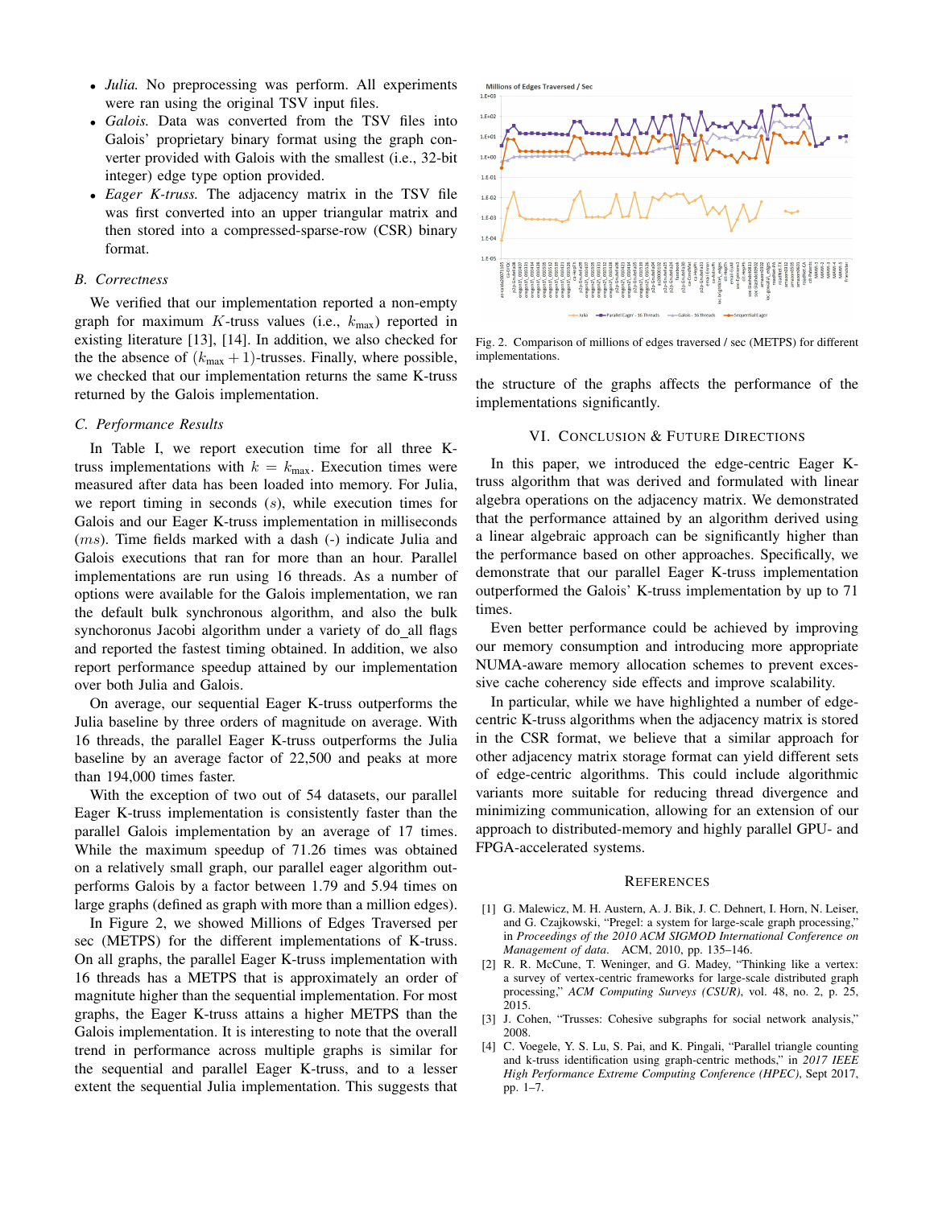- *Julia.* No preprocessing was perform. All experiments were ran using the original TSV input files.
- *Galois.* Data was converted from the TSV files into Galois' proprietary binary format using the graph converter provided with Galois with the smallest (i.e., 32-bit integer) edge type option provided.
- *Eager K-truss.* The adjacency matrix in the TSV file was first converted into an upper triangular matrix and then stored into a compressed-sparse-row (CSR) binary format.

### B. Correctness

We verified that our implementation reported a non-empty graph for maximum $K$-truss values (i.e., $k_{\max}$) reported in existing literature [13], [14]. In addition, we also checked for the the absence of $(k_{\max}+1)$-trusses. Finally, where possible, we checked that our implementation returns the same K-truss returned by the Galois implementation.

### C. Performance Results

In Table I, we report execution time for all three K-truss implementations with $k = k_{\max}$. Execution times were measured after data has been loaded into memory. For Julia, we report timing in seconds $(s)$, while execution times for Galois and our Eager K-truss implementation in milliseconds $(ms)$. Time fields marked with a dash (-) indicate Julia and Galois executions that ran for more than an hour. Parallel implementations are run using 16 threads. As a number of options were available for the Galois implementation, we ran the default bulk synchronous algorithm, and also the bulk synchoronus Jacobi algorithm under a variety of do_all flags and reported the fastest timing obtained. In addition, we also report performance speedup attained by our implementation over both Julia and Galois.

On average, our sequential Eager K-truss outperforms the Julia baseline by three orders of magnitude on average. With 16 threads, the parallel Eager K-truss outperforms the Julia baseline by an average factor of 22,500 and peaks at more than 194,000 times faster.

With the exception of two out of 54 datasets, our parallel Eager K-truss implementation is consistently faster than the parallel Galois implementation by an average of 17 times. While the maximum speedup of 71.26 times was obtained on a relatively small graph, our parallel eager algorithm outperforms Galois by a factor between 1.79 and 5.94 times on large graphs (defined as graph with more than a million edges).

In Figure 2, we showed Millions of Edges Traversed per sec (METPS) for the different implementations of K-truss. On all graphs, the parallel Eager K-truss implementation with 16 threads has a METPS that is approximately an order of magnitude higher than the sequential implementation. For most graphs, the Eager K-truss attains a higher METPS than the Galois implementation. It is interesting to note that the overall trend in performance across multiple graphs is similar for the sequential and parallel Eager K-truss, and to a lesser extent the sequential Julia implementation. This suggests that the structure of the graphs affects the performance of the implementations significantly.

Fig. 2. Comparison of millions of edges traversed / sec (METPS) for different implementations.

## VI. Conclusion & Future Directions

In this paper, we introduced the edge-centric Eager K-truss algorithm that was derived and formulated with linear algebra operations on the adjacency matrix. We demonstrated that the performance attained by an algorithm derived using a linear algebraic approach can be significantly higher than the performance based on other approaches. Specifically, we demonstrate that our parallel Eager K-truss implementation outperformed the Galois' K-truss implementation by up to 71 times.

Even better performance could be achieved by improving our memory consumption and introducing more appropriate NUMA-aware memory allocation schemes to prevent excessive cache coherency side effects and improve scalability.

In particular, while we have highlighted a number of edge-centric K-truss algorithms when the adjacency matrix is stored in the CSR format, we believe that a similar approach for other adjacency matrix storage format can yield different sets of edge-centric algorithms. This could include algorithmic variants more suitable for reducing thread divergence and minimizing communication, allowing for an extension of our approach to distributed-memory and highly parallel GPU- and FPGA-accelerated systems.

## References

[1] G. Malewicz, M. H. Austern, A. J. Bik, J. C. Dehnert, I. Horn, N. Leiser, and G. Czajkowski, "Pregel: a system for large-scale graph processing," in *Proceedings of the 2010 ACM SIGMOD International Conference on Management of data*. ACM, 2010, pp. 135–146.

[2] R. R. McCune, T. Weninger, and G. Madey, "Thinking like a vertex: a survey of vertex-centric frameworks for large-scale distributed graph processing," *ACM Computing Surveys (CSUR)*, vol. 48, no. 2, p. 25, 2015.

[3] J. Cohen, "Trusses: Cohesive subgraphs for social network analysis," 2008.

[4] C. Voegele, Y. S. Lu, S. Pai, and K. Pingali, "Parallel triangle counting and k-truss identification using graph-centric methods," in *2017 IEEE High Performance Extreme Computing Conference (HPEC)*, Sept 2017, pp. 1–7.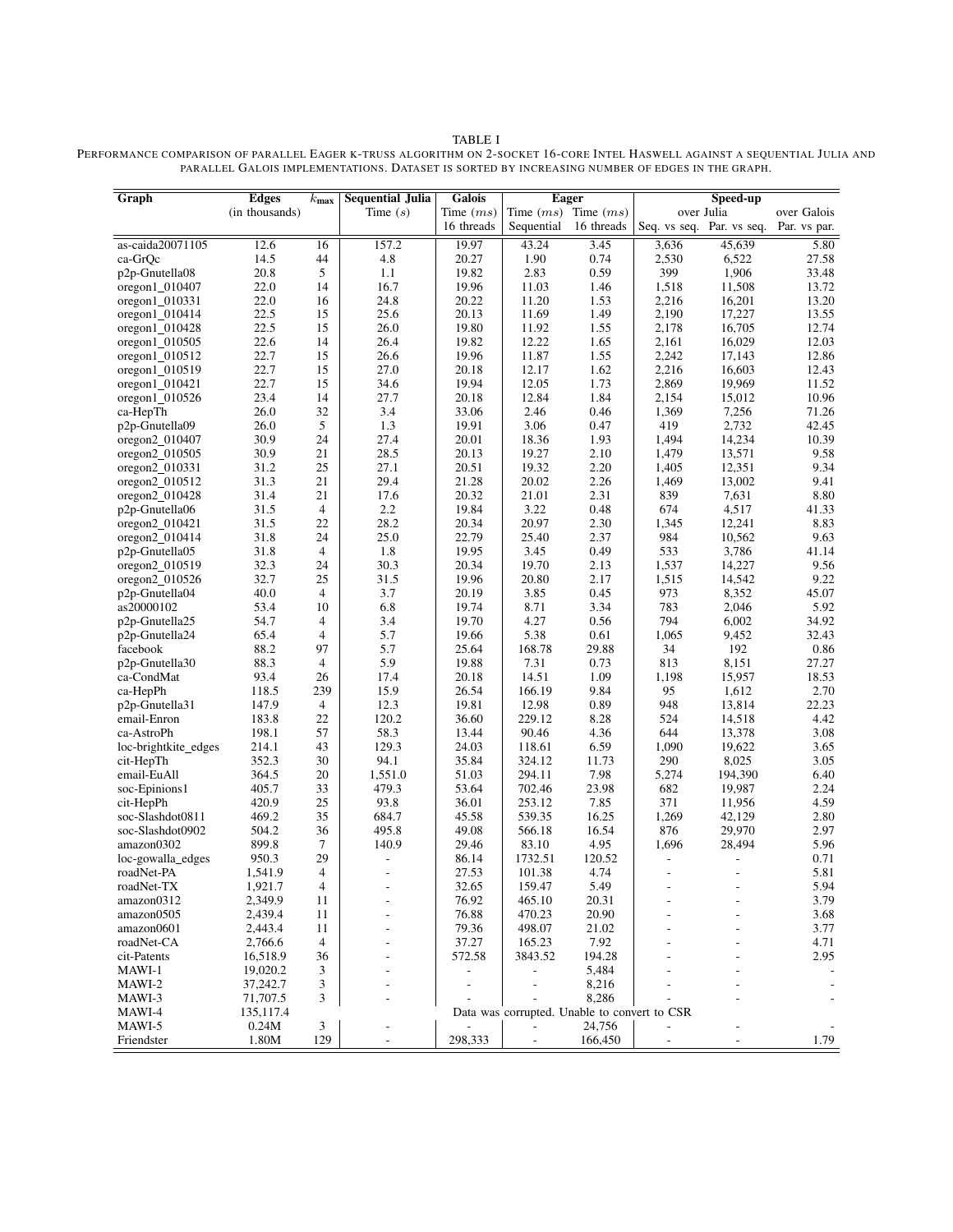TABLE I

PERFORMANCE COMPARISON OF PARALLEL EAGER K-TRUSS ALGORITHM ON 2-SOCKET 16-CORE INTEL HASWELL AGAINST A SEQUENTIAL JULIA AND PARALLEL GALOIS IMPLEMENTATIONS. DATASET IS SORTED BY INCREASING NUMBER OF EDGES IN THE GRAPH.

| Graph | Edges (in thousands) | $k_{\max}$ | Sequential Julia Time ($s$) | Galois Time ($ms$) 16 threads | Eager Time ($ms$) Sequential | Eager Time ($ms$) 16 threads | Speed-up over Julia Seq. vs seq. | Speed-up over Julia Par. vs seq. | Speed-up over Galois Par. vs par. |
|---|---|---|---|---|---|---|---|---|---|
| as-caida20071105 | 12.6 | 16 | 157.2 | 19.97 | 43.24 | 3.45 | 3,636 | 45,639 | 5.80 |
| ca-GrQc | 14.5 | 44 | 4.8 | 20.27 | 1.90 | 0.74 | 2,530 | 6,522 | 27.58 |
| p2p-Gnutella08 | 20.8 | 5 | 1.1 | 19.82 | 2.83 | 0.59 | 399 | 1,906 | 33.48 |
| oregon1_010407 | 22.0 | 14 | 16.7 | 19.96 | 11.03 | 1.46 | 1,518 | 11,508 | 13.72 |
| oregon1_010331 | 22.0 | 16 | 24.8 | 20.22 | 11.20 | 1.53 | 2,216 | 16,201 | 13.20 |
| oregon1_010414 | 22.5 | 15 | 25.6 | 20.13 | 11.69 | 1.49 | 2,190 | 17,227 | 13.55 |
| oregon1_010428 | 22.5 | 15 | 26.0 | 19.80 | 11.92 | 1.55 | 2,178 | 16,705 | 12.74 |
| oregon1_010505 | 22.6 | 14 | 26.4 | 19.82 | 12.22 | 1.65 | 2,161 | 16,029 | 12.03 |
| oregon1_010512 | 22.7 | 15 | 26.6 | 19.96 | 11.87 | 1.55 | 2,242 | 17,143 | 12.86 |
| oregon1_010519 | 22.7 | 15 | 27.0 | 20.18 | 12.17 | 1.62 | 2,216 | 16,603 | 12.43 |
| oregon1_010421 | 22.7 | 15 | 34.6 | 19.94 | 12.05 | 1.73 | 2,869 | 19,969 | 11.52 |
| oregon1_010526 | 23.4 | 14 | 27.7 | 20.18 | 12.84 | 1.84 | 2,154 | 15,012 | 10.96 |
| ca-HepTh | 26.0 | 32 | 3.4 | 33.06 | 2.46 | 0.46 | 1,369 | 7,256 | 71.26 |
| p2p-Gnutella09 | 26.0 | 5 | 1.3 | 19.91 | 3.06 | 0.47 | 419 | 2,732 | 42.45 |
| oregon2_010407 | 30.9 | 24 | 27.4 | 20.01 | 18.36 | 1.93 | 1,494 | 14,234 | 10.39 |
| oregon2_010505 | 30.9 | 21 | 28.5 | 20.13 | 19.27 | 2.10 | 1,479 | 13,571 | 9.58 |
| oregon2_010331 | 31.2 | 25 | 27.1 | 20.51 | 19.32 | 2.20 | 1,405 | 12,351 | 9.34 |
| oregon2_010512 | 31.3 | 21 | 29.4 | 21.28 | 20.02 | 2.26 | 1,469 | 13,002 | 9.41 |
| oregon2_010428 | 31.4 | 21 | 17.6 | 20.32 | 21.01 | 2.31 | 839 | 7,631 | 8.80 |
| p2p-Gnutella06 | 31.5 | 4 | 2.2 | 19.84 | 3.22 | 0.48 | 674 | 4,517 | 41.33 |
| oregon2_010421 | 31.5 | 22 | 28.2 | 20.34 | 20.97 | 2.30 | 1,345 | 12,241 | 8.83 |
| oregon2_010414 | 31.8 | 24 | 25.0 | 22.79 | 25.40 | 2.37 | 984 | 10,562 | 9.63 |
| p2p-Gnutella05 | 31.8 | 4 | 1.8 | 19.95 | 3.45 | 0.49 | 533 | 3,786 | 41.14 |
| oregon2_010519 | 32.3 | 24 | 30.3 | 20.34 | 19.70 | 2.13 | 1,537 | 14,227 | 9.56 |
| oregon2_010526 | 32.7 | 25 | 31.5 | 19.96 | 20.80 | 2.17 | 1,515 | 14,542 | 9.22 |
| p2p-Gnutella04 | 40.0 | 4 | 3.7 | 20.19 | 3.85 | 0.45 | 973 | 8,352 | 45.07 |
| as20000102 | 53.4 | 10 | 6.8 | 19.74 | 8.71 | 3.34 | 783 | 2,046 | 5.92 |
| p2p-Gnutella25 | 54.7 | 4 | 3.4 | 19.70 | 4.27 | 0.56 | 794 | 6,002 | 34.92 |
| p2p-Gnutella24 | 65.4 | 4 | 5.7 | 19.66 | 5.38 | 0.61 | 1,065 | 9,452 | 32.43 |
| facebook | 88.2 | 97 | 5.7 | 25.64 | 168.78 | 29.88 | 34 | 192 | 0.86 |
| p2p-Gnutella30 | 88.3 | 4 | 5.9 | 19.88 | 7.31 | 0.73 | 813 | 8,151 | 27.27 |
| ca-CondMat | 93.4 | 26 | 17.4 | 20.18 | 14.51 | 1.09 | 1,198 | 15,957 | 18.53 |
| ca-HepPh | 118.5 | 239 | 15.9 | 26.54 | 166.19 | 9.84 | 95 | 1,612 | 2.70 |
| p2p-Gnutella31 | 147.9 | 4 | 12.3 | 19.81 | 12.98 | 0.89 | 948 | 13,814 | 22.23 |
| email-Enron | 183.8 | 22 | 120.2 | 36.60 | 229.12 | 8.28 | 524 | 14,518 | 4.42 |
| ca-AstroPh | 198.1 | 57 | 58.3 | 13.44 | 90.46 | 4.36 | 644 | 13,378 | 3.08 |
| loc-brightkite_edges | 214.1 | 43 | 129.3 | 24.03 | 118.61 | 6.59 | 1,090 | 19,622 | 3.65 |
| cit-HepTh | 352.3 | 30 | 94.1 | 35.84 | 324.12 | 11.73 | 290 | 8,025 | 3.05 |
| email-EuAll | 364.5 | 20 | 1,551.0 | 51.03 | 294.11 | 7.98 | 5,274 | 194,390 | 6.40 |
| soc-Epinions1 | 405.7 | 33 | 479.3 | 53.64 | 702.46 | 23.98 | 682 | 19,987 | 2.24 |
| cit-HepPh | 420.9 | 25 | 93.8 | 36.01 | 253.12 | 7.85 | 371 | 11,956 | 4.59 |
| soc-Slashdot0811 | 469.2 | 35 | 684.7 | 45.58 | 539.35 | 16.25 | 1,269 | 42,129 | 2.80 |
| soc-Slashdot0902 | 504.2 | 36 | 495.8 | 49.08 | 566.18 | 16.54 | 876 | 29,970 | 2.97 |
| amazon0302 | 899.8 | 7 | 140.9 | 29.46 | 83.10 | 4.95 | 1,696 | 28,494 | 5.96 |
| loc-gowalla_edges | 950.3 | 29 | - | 86.14 | 1732.51 | 120.52 | - | - | 0.71 |
| roadNet-PA | 1,541.9 | 4 | - | 27.53 | 101.38 | 4.74 | - | - | 5.81 |
| roadNet-TX | 1,921.7 | 4 | - | 32.65 | 159.47 | 5.49 | - | - | 5.94 |
| amazon0312 | 2,349.9 | 11 | - | 76.92 | 465.10 | 20.31 | - | - | 3.79 |
| amazon0505 | 2,439.4 | 11 | - | 76.88 | 470.23 | 20.90 | - | - | 3.68 |
| amazon0601 | 2,443.4 | 11 | - | 79.36 | 498.07 | 21.02 | - | - | 3.77 |
| roadNet-CA | 2,766.6 | 4 | - | 37.27 | 165.23 | 7.92 | - | - | 4.71 |
| cit-Patents | 16,518.9 | 36 | - | 572.58 | 3843.52 | 194.28 | - | - | 2.95 |
| MAWI-1 | 19,020.2 | 3 | - | - | - | 5,484 | - | - | - |
| MAWI-2 | 37,242.7 | 3 | - | - | - | 8,216 | - | - | - |
| MAWI-3 | 71,707.5 | 3 | - | - | - | 8,286 | - | - | - |
| MAWI-4 | 135,117.4 | | Data was corrupted. Unable to convert to CSR | | | | | | |
| MAWI-5 | 0.24M | 3 | - | - | - | 24,756 | - | - | - |
| Friendster | 1.80M | 129 | - | 298,333 | - | 166,450 | - | - | 1.79 |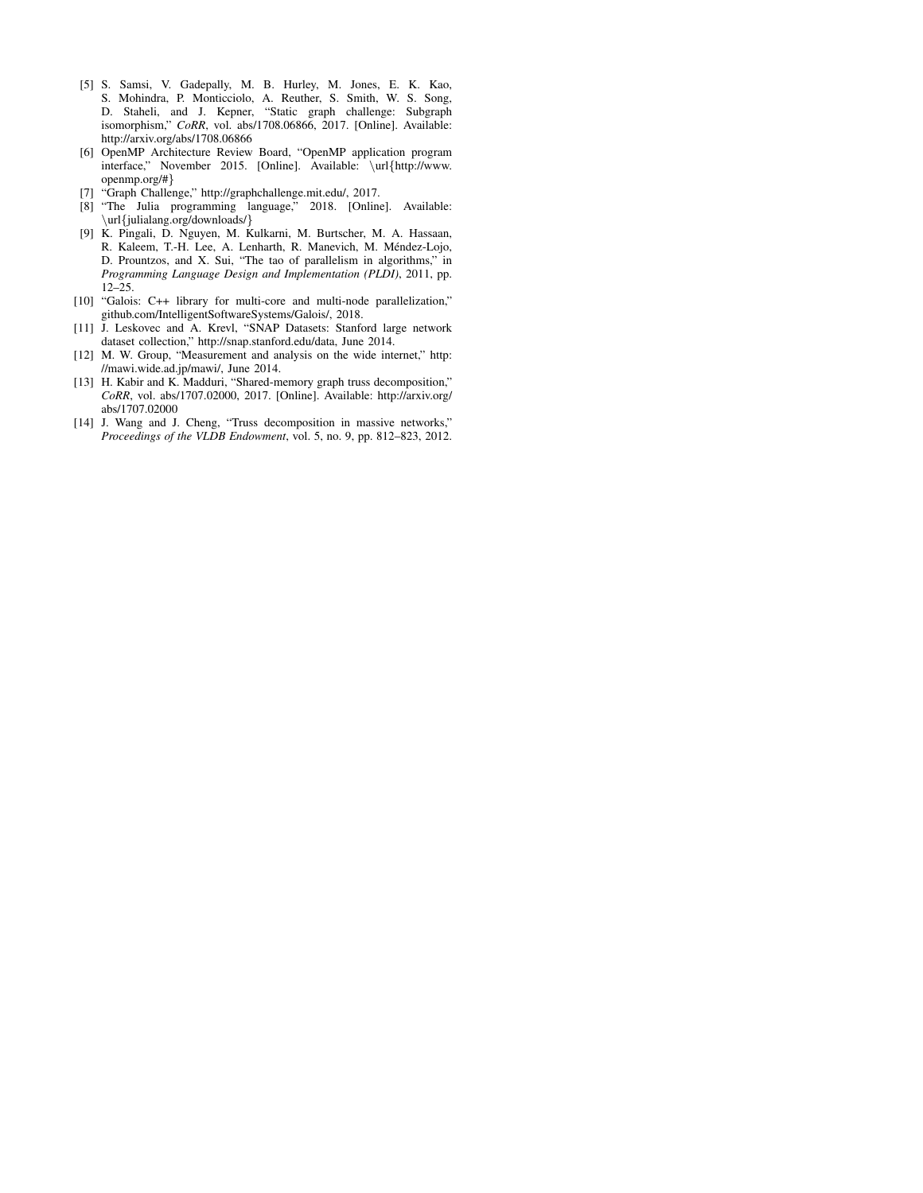[5] S. Samsi, V. Gadepally, M. B. Hurley, M. Jones, E. K. Kao, S. Mohindra, P. Monticciolo, A. Reuther, S. Smith, W. S. Song, D. Staheli, and J. Kepner, "Static graph challenge: Subgraph isomorphism," *CoRR*, vol. abs/1708.06866, 2017. [Online]. Available: http://arxiv.org/abs/1708.06866

[6] OpenMP Architecture Review Board, "OpenMP application program interface," November 2015. [Online]. Available: \url{http://www.openmp.org/#}

[7] "Graph Challenge," http://graphchallenge.mit.edu/, 2017.

[8] "The Julia programming language," 2018. [Online]. Available: \url{julialang.org/downloads/}

[9] K. Pingali, D. Nguyen, M. Kulkarni, M. Burtscher, M. A. Hassaan, R. Kaleem, T.-H. Lee, A. Lenharth, R. Manevich, M. Méndez-Lojo, D. Prountzos, and X. Sui, "The tao of parallelism in algorithms," in *Programming Language Design and Implementation (PLDI)*, 2011, pp. 12–25.

[10] "Galois: C++ library for multi-core and multi-node parallelization," github.com/IntelligentSoftwareSystems/Galois/, 2018.

[11] J. Leskovec and A. Krevl, "SNAP Datasets: Stanford large network dataset collection," http://snap.stanford.edu/data, June 2014.

[12] M. W. Group, "Measurement and analysis on the wide internet," http://mawi.wide.ad.jp/mawi/, June 2014.

[13] H. Kabir and K. Madduri, "Shared-memory graph truss decomposition," *CoRR*, vol. abs/1707.02000, 2017. [Online]. Available: http://arxiv.org/abs/1707.02000

[14] J. Wang and J. Cheng, "Truss decomposition in massive networks," *Proceedings of the VLDB Endowment*, vol. 5, no. 9, pp. 812–823, 2012.